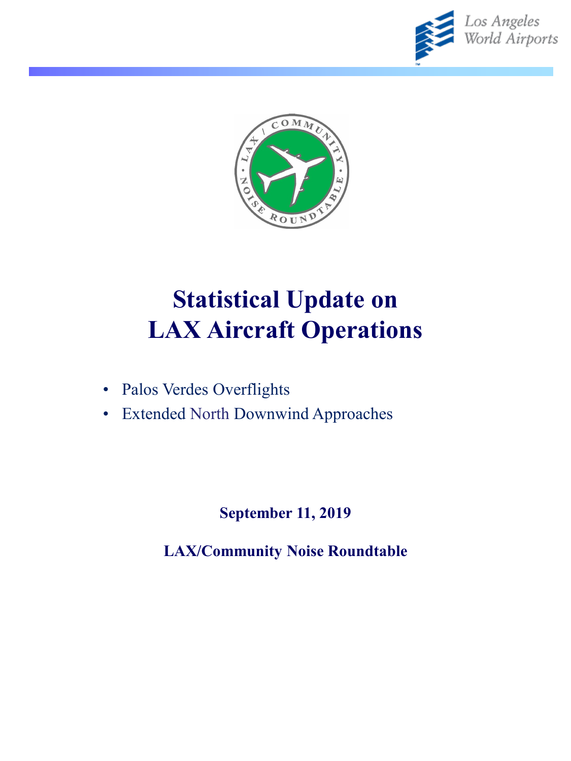# Statistical Update on LAX Aircraft Operations

- Palos Verdes Overflights
- Extended North Downwind Approaches

**September 11, 2019**

**LAX/Community Noise Roundtable**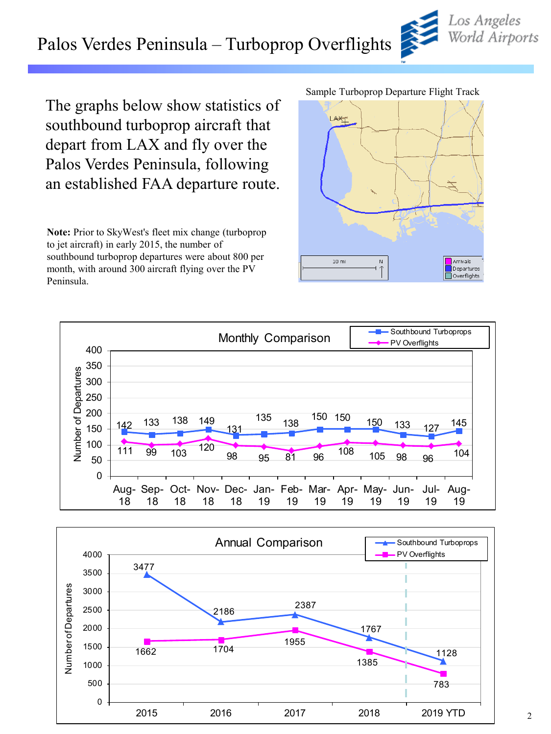# Palos Verdes Peninsula – Turboprop Overflights

The graphs below show statistics of southbound turboprop aircraft that depart from LAX and fly over the Palos Verdes Peninsula, following an established FAA departure route.

**Note:** Prior to SkyWest's fleet mix change (turboprop to jet aircraft) in early 2015, the number of southbound turboprop departures were about 800 per month, with around 300 aircraft flying over the PV Peninsula.

Sample Turboprop Departure Flight Track

### Monthly Comparison

| Month | Southbound Turboprops | PV Overflights |
|---|---|---|
| Aug-18 | 142 | 111 |
| Sep-18 | 133 | 99 |
| Oct-18 | 138 | 103 |
| Nov-18 | 149 | 120 |
| Dec-18 | 131 | 98 |
| Jan-19 | 135 | 95 |
| Feb-19 | 138 | 81 |
| Mar-19 | 150 | 96 |
| Apr-19 | 150 | 108 |
| May-19 | 150 | 105 |
| Jun-19 | 133 | 98 |
| Jul-19 | 127 | 96 |
| Aug-19 | 145 | 104 |

### Annual Comparison

| Year | Southbound Turboprops | PV Overflights |
|---|---|---|
| 2015 | 3477 | 1662 |
| 2016 | 2186 | 1704 |
| 2017 | 2387 | 1955 |
| 2018 | 1767 | 1385 |
| 2019 YTD | 1128 | 783 |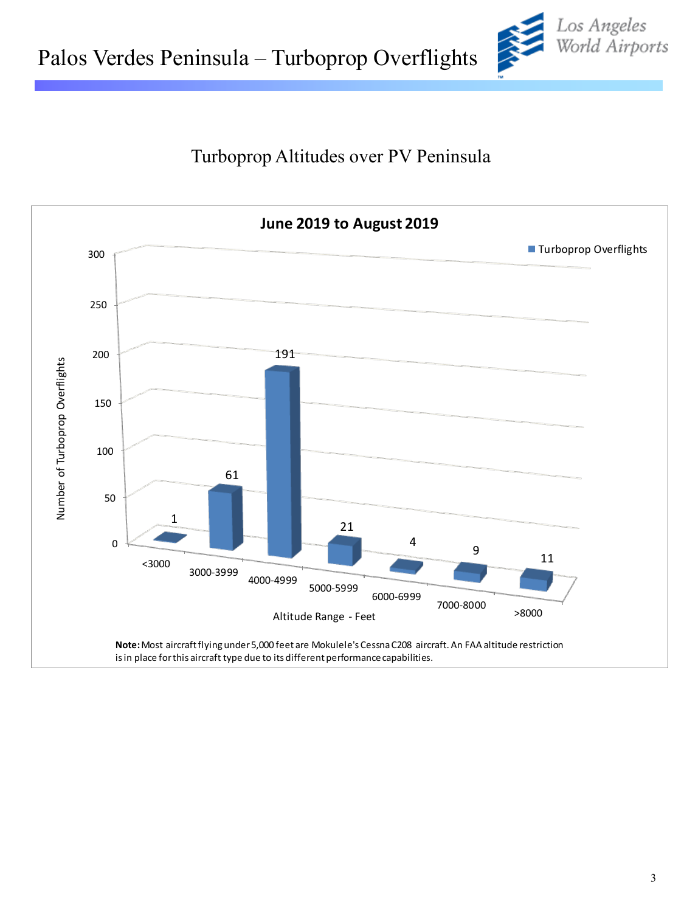# Palos Verdes Peninsula – Turboprop Overflights

## Turboprop Altitudes over PV Peninsula

**June 2019 to August 2019**

| Altitude Range - Feet | Turboprop Overflights |
| --- | --- |
| <3000 | 1 |
| 3000-3999 | 61 |
| 4000-4999 | 191 |
| 5000-5999 | 21 |
| 6000-6999 | 4 |
| 7000-8000 | 9 |
| >8000 | 11 |

**Note:** Most aircraft flying under 5,000 feet are Mokulele's Cessna C208 aircraft. An FAA altitude restriction is in place for this aircraft type due to its different performance capabilities.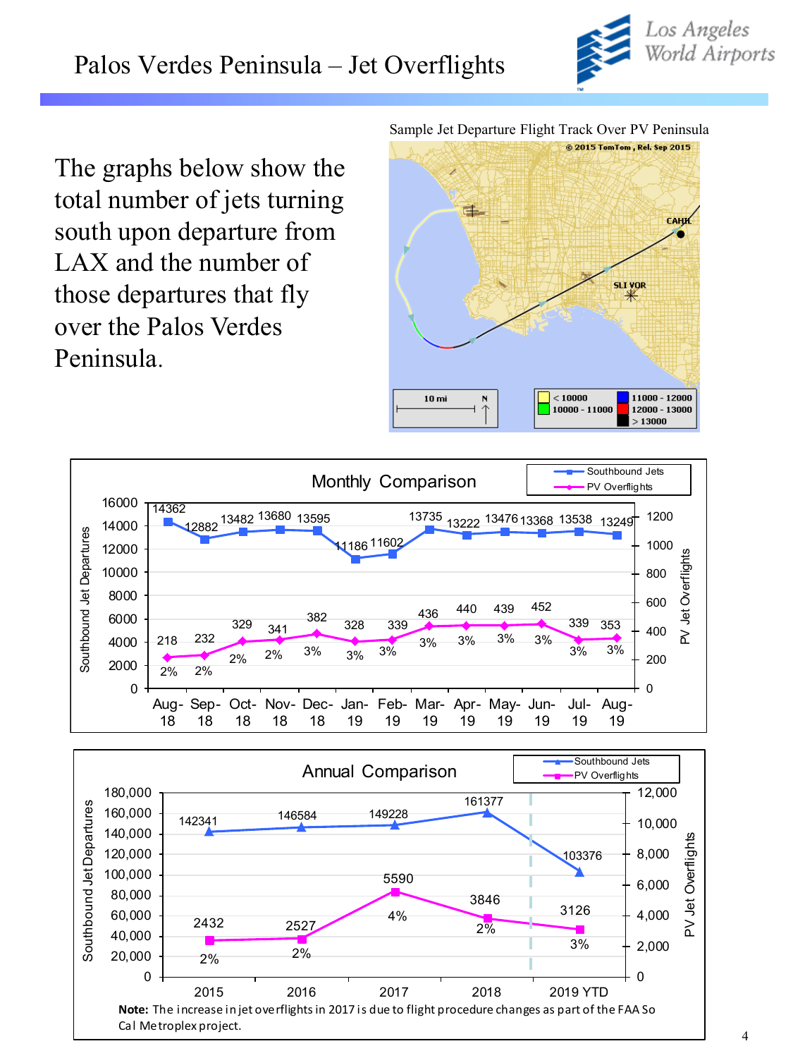# Palos Verdes Peninsula – Jet Overflights

The graphs below show the total number of jets turning south upon departure from LAX and the number of those departures that fly over the Palos Verdes Peninsula.

Sample Jet Departure Flight Track Over PV Peninsula

© 2015 TomTom, Rel. Sep 2015

CAHIL

SLI VOR

10 mi N

| Legend | |
|---|---|
| < 10000 | 11000 - 12000 |
| 10000 - 11000 | 12000 - 13000 |
| | > 13000 |

## Monthly Comparison

| Month | Southbound Jets | PV Overflights | % |
|---|---|---|---|
| Aug-18 | 14362 | 218 | 2% |
| Sep-18 | 12882 | 232 | 2% |
| Oct-18 | 13482 | 329 | 2% |
| Nov-18 | 13680 | 341 | 2% |
| Dec-18 | 13595 | 382 | 3% |
| Jan-19 | 11186 | 328 | 3% |
| Feb-19 | 11602 | 339 | 3% |
| Mar-19 | 13735 | 436 | 3% |
| Apr-19 | 13222 | 440 | 3% |
| May-19 | 13476 | 439 | 3% |
| Jun-19 | 13368 | 452 | 3% |
| Jul-19 | 13538 | 339 | 3% |
| Aug-19 | 13249 | 353 | 3% |

## Annual Comparison

| Year | Southbound Jets | PV Overflights | % |
|---|---|---|---|
| 2015 | 142341 | 2432 | 2% |
| 2016 | 146584 | 2527 | 2% |
| 2017 | 149228 | 5590 | 4% |
| 2018 | 161377 | 3846 | 2% |
| 2019 YTD | 103376 | 3126 | 3% |

**Note:** The increase in jet overflights in 2017 is due to flight procedure changes as part of the FAA So Cal Metroplex project.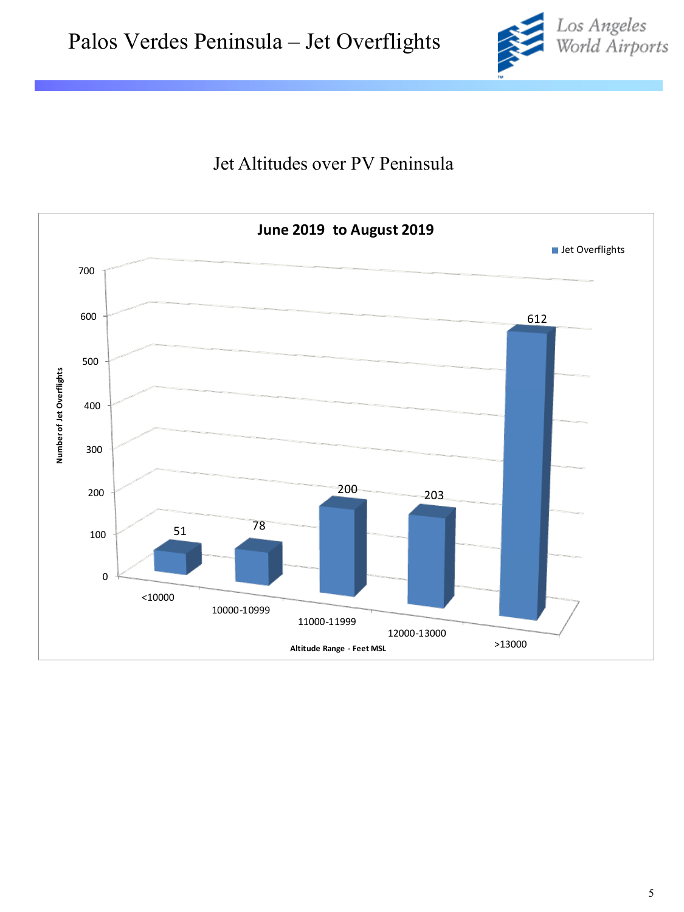# Palos Verdes Peninsula – Jet Overflights

## Jet Altitudes over PV Peninsula

**June 2019 to August 2019**

| Altitude Range - Feet MSL | Jet Overflights |
| --- | --- |
| <10000 | 51 |
| 10000-10999 | 78 |
| 11000-11999 | 200 |
| 12000-13000 | 203 |
| >13000 | 612 |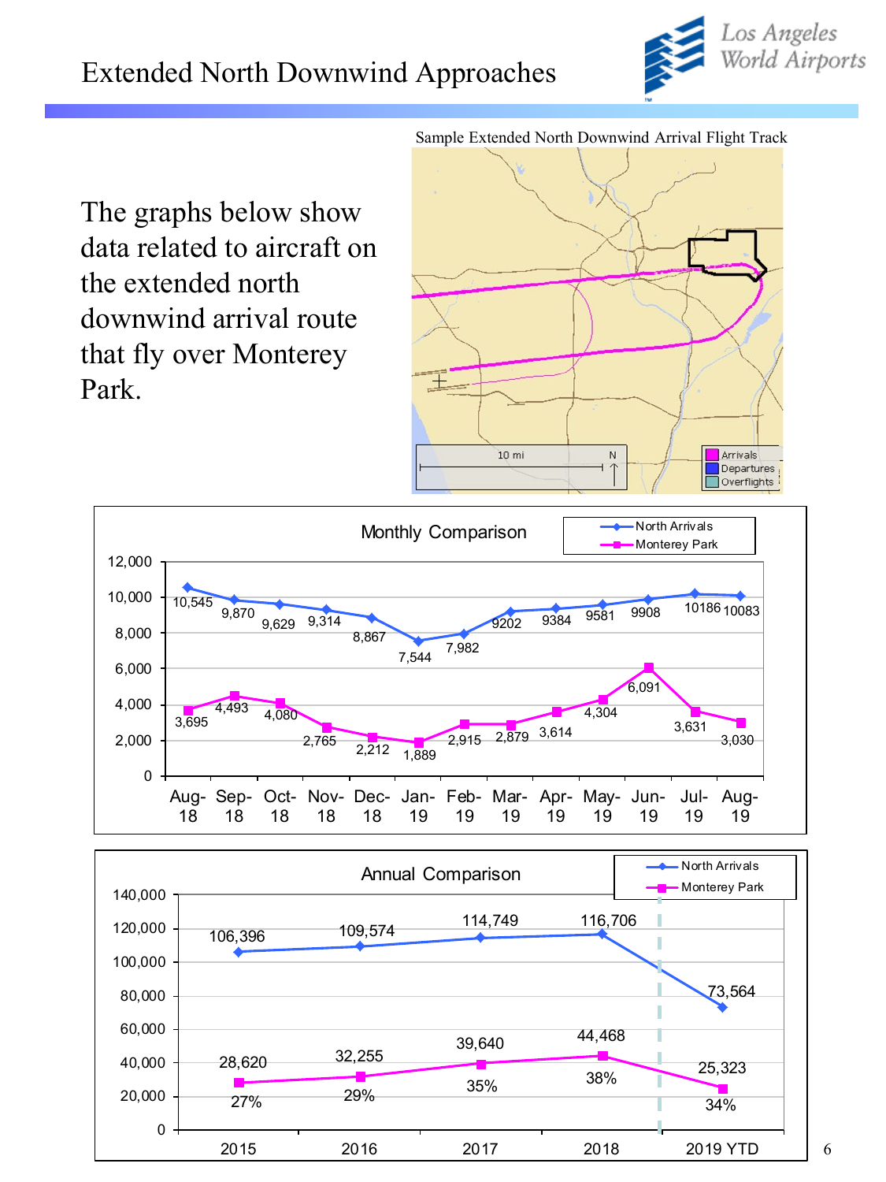# Extended North Downwind Approaches

Sample Extended North Downwind Arrival Flight Track

The graphs below show data related to aircraft on the extended north downwind arrival route that fly over Monterey Park.

**Monthly Comparison**

| Month | North Arrivals | Monterey Park |
|---|---|---|
| Aug-18 | 10,545 | 3,695 |
| Sep-18 | 9,870 | 4,493 |
| Oct-18 | 9,629 | 4,080 |
| Nov-18 | 9,314 | 2,765 |
| Dec-18 | 8,867 | 2,212 |
| Jan-19 | 7,544 | 1,889 |
| Feb-19 | 7,982 | 2,915 |
| Mar-19 | 9202 | 2,879 |
| Apr-19 | 9384 | 3,614 |
| May-19 | 9581 | 4,304 |
| Jun-19 | 9908 | 6,091 |
| Jul-19 | 10186 | 3,631 |
| Aug-19 | 10083 | 3,030 |

**Annual Comparison**

| Year | North Arrivals | Monterey Park | % |
|---|---|---|---|
| 2015 | 106,396 | 28,620 | 27% |
| 2016 | 109,574 | 32,255 | 29% |
| 2017 | 114,749 | 39,640 | 35% |
| 2018 | 116,706 | 44,468 | 38% |
| 2019 YTD | 73,564 | 25,323 | 34% |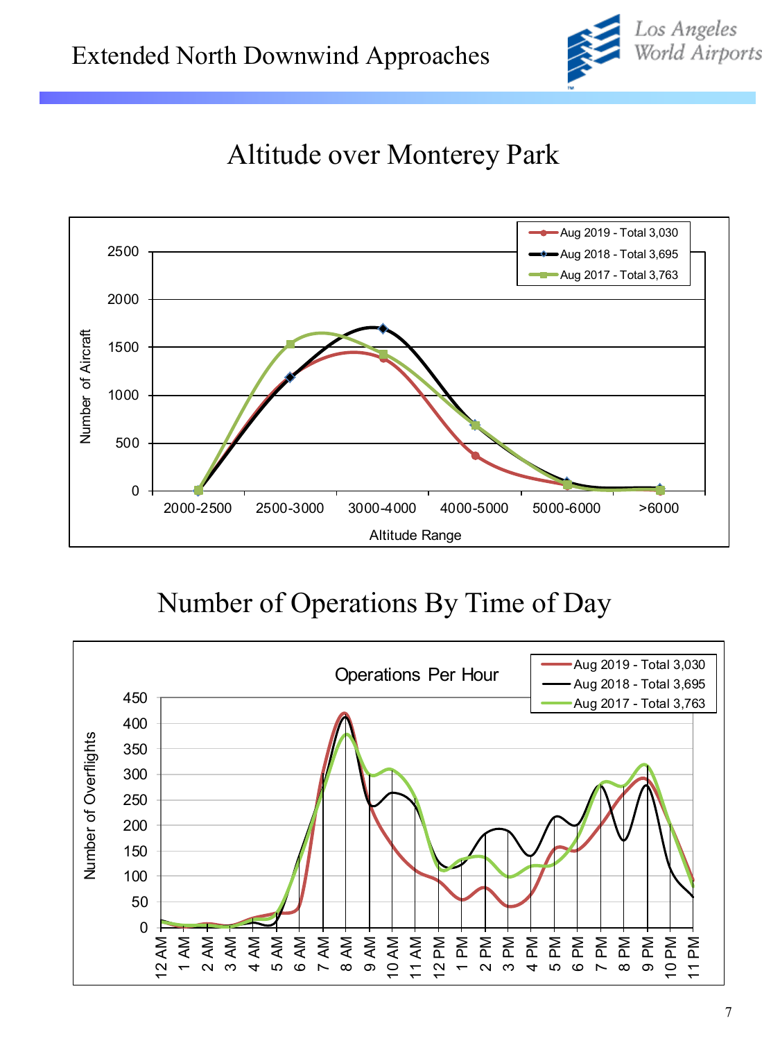# Extended North Downwind Approaches

Los Angeles World Airports

## Altitude over Monterey Park

Aug 2019 - Total 3,030
Aug 2018 - Total 3,695
Aug 2017 - Total 3,763

Number of Aircraft

0
500
1000
1500
2000
2500

2000-2500
2500-3000
3000-4000
4000-5000
5000-6000
>6000

Altitude Range

## Number of Operations By Time of Day

Operations Per Hour

Aug 2019 - Total 3,030
Aug 2018 - Total 3,695
Aug 2017 - Total 3,763

Number of Overflights

0
50
100
150
200
250
300
350
400
450

12 AM
1 AM
2 AM
3 AM
4 AM
5 AM
6 AM
7 AM
8 AM
9 AM
10 AM
11 AM
12 PM
1 PM
2 PM
3 PM
4 PM
5 PM
6 PM
7 PM
8 PM
9 PM
10 PM
11 PM